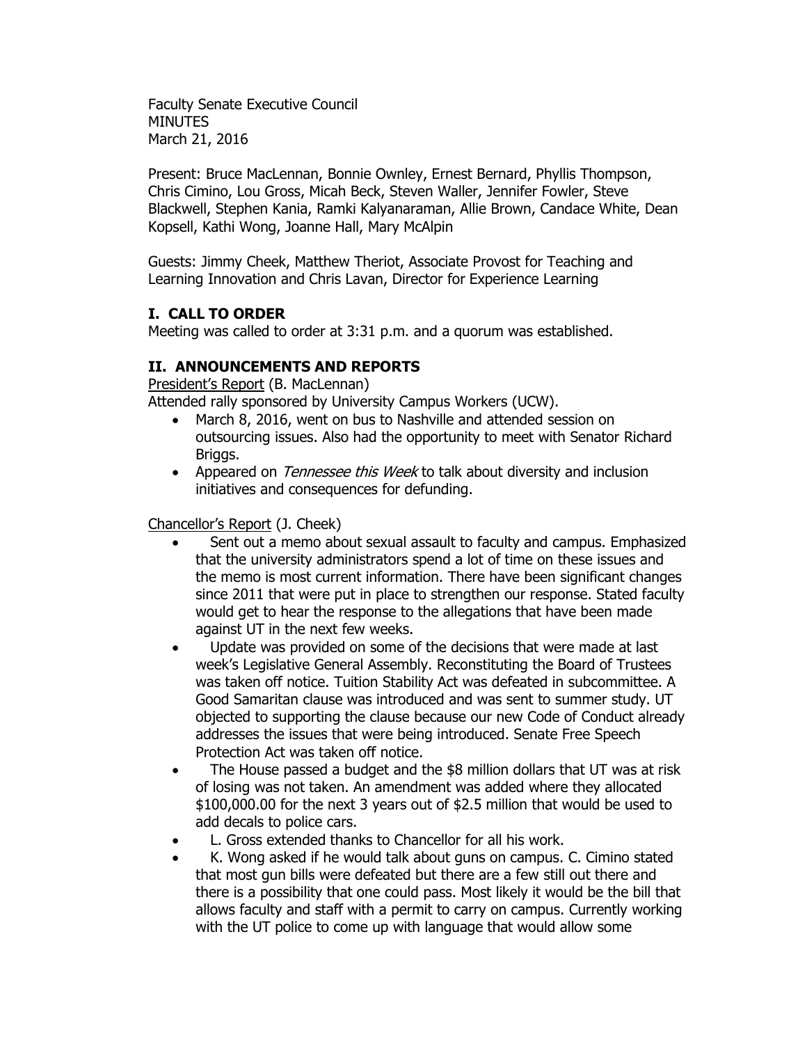Faculty Senate Executive Council
MINUTES
March 21, 2016

Present: Bruce MacLennan, Bonnie Ownley, Ernest Bernard, Phyllis Thompson, Chris Cimino, Lou Gross, Micah Beck, Steven Waller, Jennifer Fowler, Steve Blackwell, Stephen Kania, Ramki Kalyanaraman, Allie Brown, Candace White, Dean Kopsell, Kathi Wong, Joanne Hall, Mary McAlpin

Guests: Jimmy Cheek, Matthew Theriot, Associate Provost for Teaching and Learning Innovation and Chris Lavan, Director for Experience Learning

## I. CALL TO ORDER

Meeting was called to order at 3:31 p.m. and a quorum was established.

## II. ANNOUNCEMENTS AND REPORTS

President's Report (B. MacLennan)

Attended rally sponsored by University Campus Workers (UCW).

- March 8, 2016, went on bus to Nashville and attended session on outsourcing issues. Also had the opportunity to meet with Senator Richard Briggs.
- Appeared on *Tennessee this Week* to talk about diversity and inclusion initiatives and consequences for defunding.

Chancellor's Report (J. Cheek)

- Sent out a memo about sexual assault to faculty and campus. Emphasized that the university administrators spend a lot of time on these issues and the memo is most current information. There have been significant changes since 2011 that were put in place to strengthen our response. Stated faculty would get to hear the response to the allegations that have been made against UT in the next few weeks.
- Update was provided on some of the decisions that were made at last week's Legislative General Assembly. Reconstituting the Board of Trustees was taken off notice. Tuition Stability Act was defeated in subcommittee. A Good Samaritan clause was introduced and was sent to summer study. UT objected to supporting the clause because our new Code of Conduct already addresses the issues that were being introduced. Senate Free Speech Protection Act was taken off notice.
- The House passed a budget and the $8 million dollars that UT was at risk of losing was not taken. An amendment was added where they allocated $100,000.00 for the next 3 years out of $2.5 million that would be used to add decals to police cars.
- L. Gross extended thanks to Chancellor for all his work.
- K. Wong asked if he would talk about guns on campus. C. Cimino stated that most gun bills were defeated but there are a few still out there and there is a possibility that one could pass. Most likely it would be the bill that allows faculty and staff with a permit to carry on campus. Currently working with the UT police to come up with language that would allow some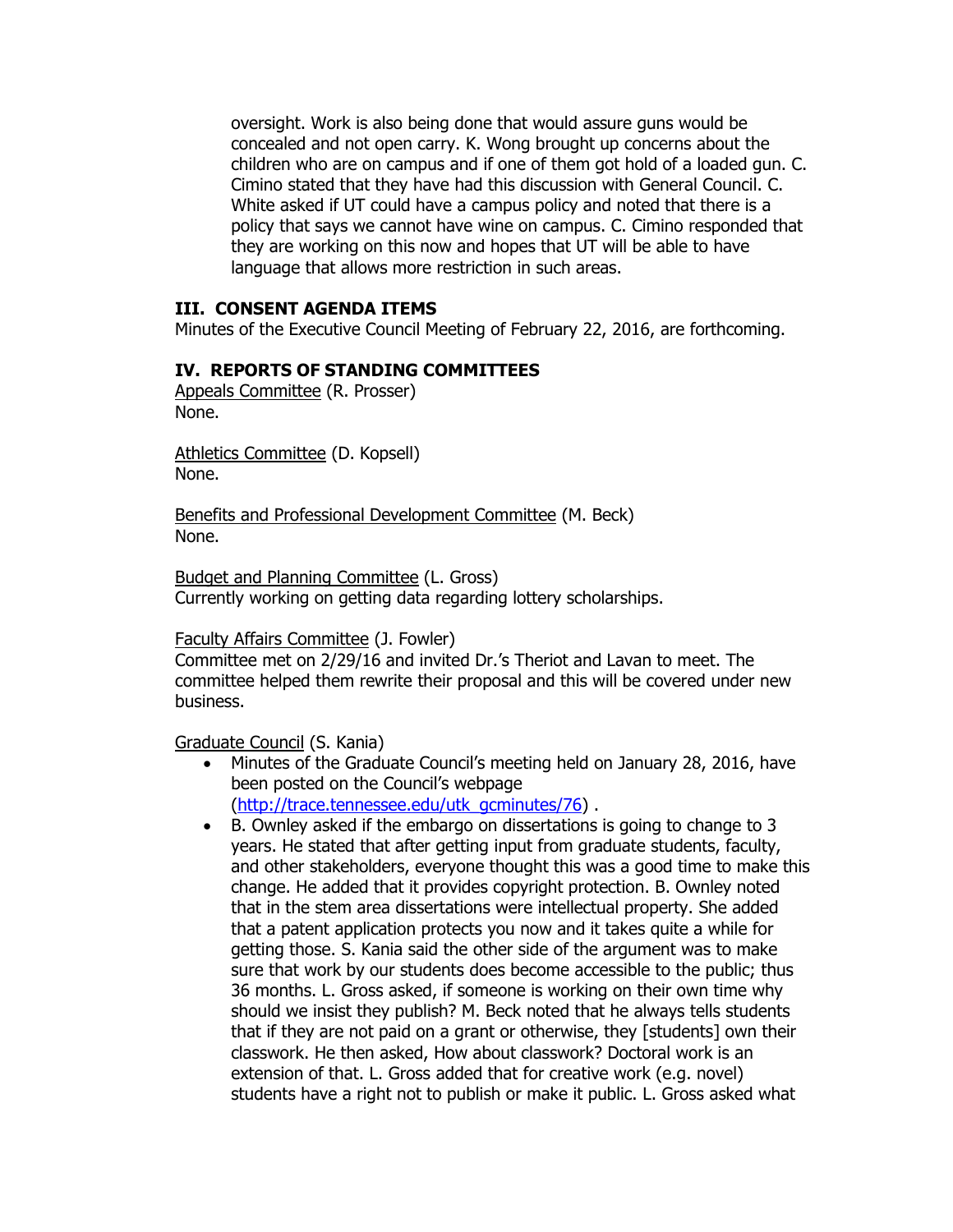oversight. Work is also being done that would assure guns would be concealed and not open carry. K. Wong brought up concerns about the children who are on campus and if one of them got hold of a loaded gun. C. Cimino stated that they have had this discussion with General Council. C. White asked if UT could have a campus policy and noted that there is a policy that says we cannot have wine on campus. C. Cimino responded that they are working on this now and hopes that UT will be able to have language that allows more restriction in such areas.

## III. CONSENT AGENDA ITEMS

Minutes of the Executive Council Meeting of February 22, 2016, are forthcoming.

## IV. REPORTS OF STANDING COMMITTEES

Appeals Committee (R. Prosser)
None.

Athletics Committee (D. Kopsell)
None.

Benefits and Professional Development Committee (M. Beck)
None.

Budget and Planning Committee (L. Gross)
Currently working on getting data regarding lottery scholarships.

Faculty Affairs Committee (J. Fowler)
Committee met on 2/29/16 and invited Dr.'s Theriot and Lavan to meet. The committee helped them rewrite their proposal and this will be covered under new business.

Graduate Council (S. Kania)

- Minutes of the Graduate Council's meeting held on January 28, 2016, have been posted on the Council's webpage (http://trace.tennessee.edu/utk_gcminutes/76) .
- B. Ownley asked if the embargo on dissertations is going to change to 3 years. He stated that after getting input from graduate students, faculty, and other stakeholders, everyone thought this was a good time to make this change. He added that it provides copyright protection. B. Ownley noted that in the stem area dissertations were intellectual property. She added that a patent application protects you now and it takes quite a while for getting those. S. Kania said the other side of the argument was to make sure that work by our students does become accessible to the public; thus 36 months. L. Gross asked, if someone is working on their own time why should we insist they publish? M. Beck noted that he always tells students that if they are not paid on a grant or otherwise, they [students] own their classwork. He then asked, How about classwork? Doctoral work is an extension of that. L. Gross added that for creative work (e.g. novel) students have a right not to publish or make it public. L. Gross asked what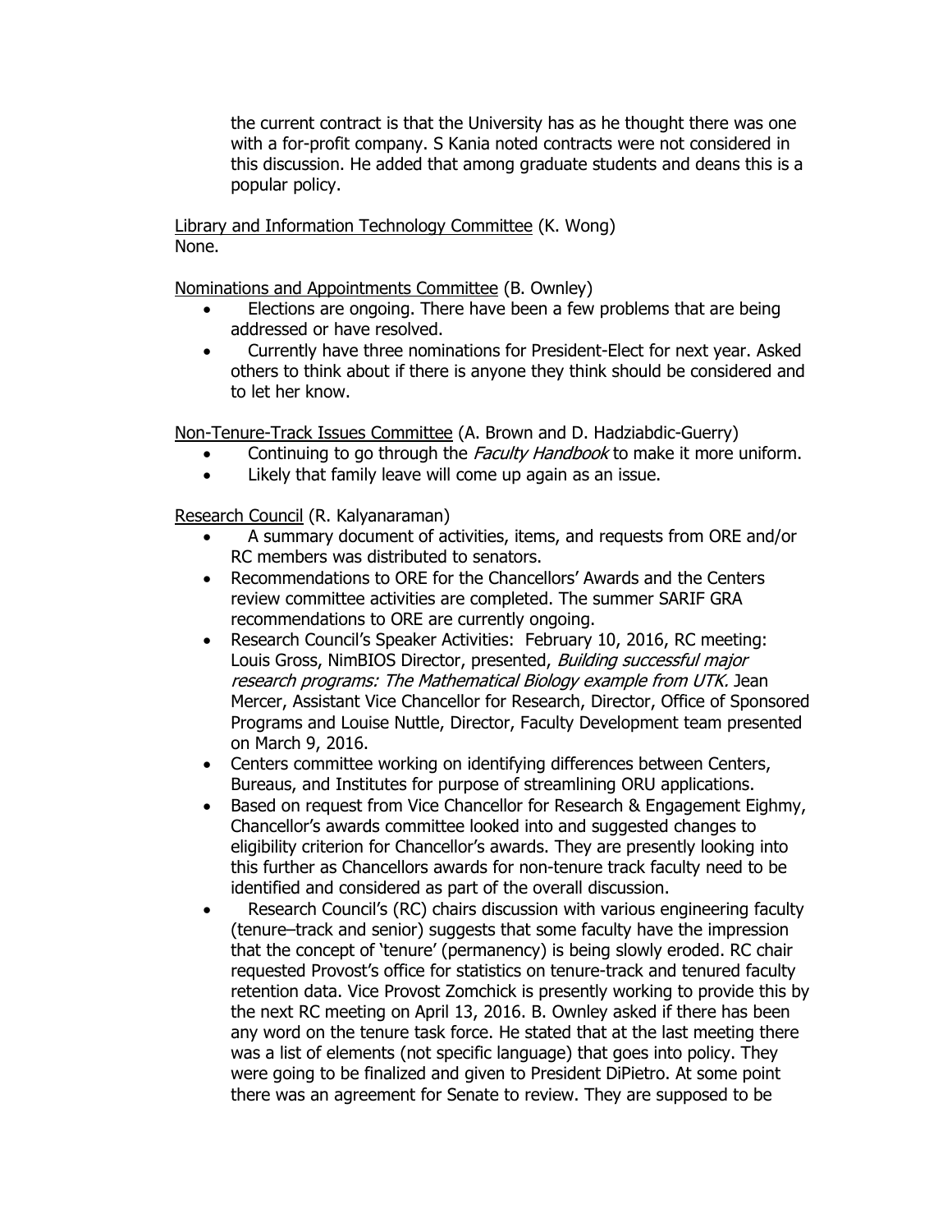the current contract is that the University has as he thought there was one with a for-profit company. S Kania noted contracts were not considered in this discussion. He added that among graduate students and deans this is a popular policy.

Library and Information Technology Committee (K. Wong)
None.

Nominations and Appointments Committee (B. Ownley)

- Elections are ongoing. There have been a few problems that are being addressed or have resolved.
- Currently have three nominations for President-Elect for next year. Asked others to think about if there is anyone they think should be considered and to let her know.

Non-Tenure-Track Issues Committee (A. Brown and D. Hadziabdic-Guerry)

- Continuing to go through the *Faculty Handbook* to make it more uniform.
- Likely that family leave will come up again as an issue.

Research Council (R. Kalyanaraman)

- A summary document of activities, items, and requests from ORE and/or RC members was distributed to senators.
- Recommendations to ORE for the Chancellors' Awards and the Centers review committee activities are completed. The summer SARIF GRA recommendations to ORE are currently ongoing.
- Research Council's Speaker Activities: February 10, 2016, RC meeting: Louis Gross, NimBIOS Director, presented, *Building successful major research programs: The Mathematical Biology example from UTK.* Jean Mercer, Assistant Vice Chancellor for Research, Director, Office of Sponsored Programs and Louise Nuttle, Director, Faculty Development team presented on March 9, 2016.
- Centers committee working on identifying differences between Centers, Bureaus, and Institutes for purpose of streamlining ORU applications.
- Based on request from Vice Chancellor for Research & Engagement Eighmy, Chancellor's awards committee looked into and suggested changes to eligibility criterion for Chancellor's awards. They are presently looking into this further as Chancellors awards for non-tenure track faculty need to be identified and considered as part of the overall discussion.
- Research Council's (RC) chairs discussion with various engineering faculty (tenure–track and senior) suggests that some faculty have the impression that the concept of 'tenure' (permanency) is being slowly eroded. RC chair requested Provost's office for statistics on tenure-track and tenured faculty retention data. Vice Provost Zomchick is presently working to provide this by the next RC meeting on April 13, 2016. B. Ownley asked if there has been any word on the tenure task force. He stated that at the last meeting there was a list of elements (not specific language) that goes into policy. They were going to be finalized and given to President DiPietro. At some point there was an agreement for Senate to review. They are supposed to be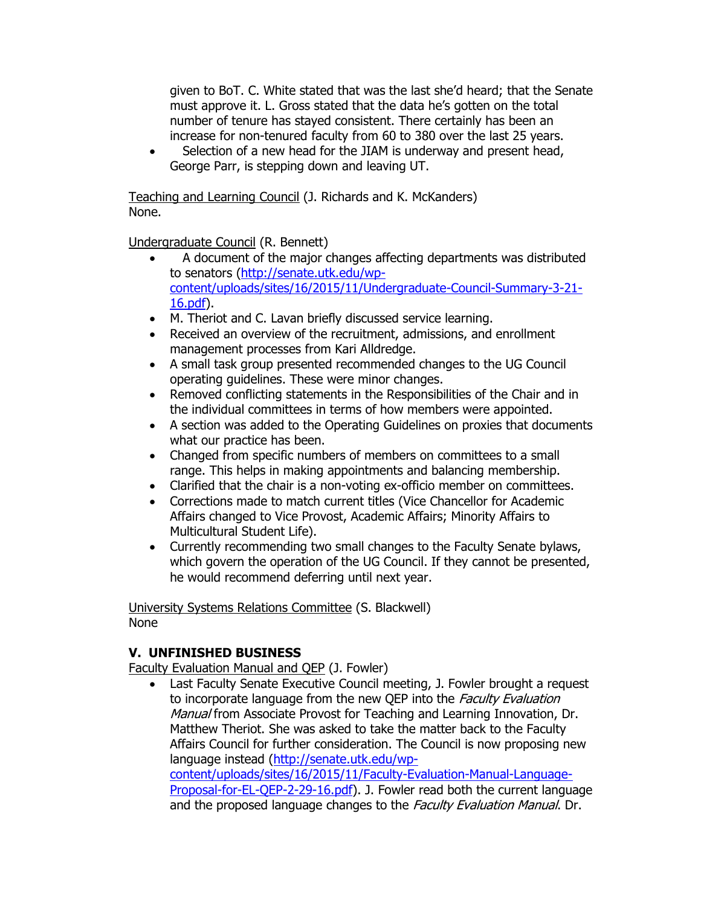given to BoT. C. White stated that was the last she'd heard; that the Senate must approve it. L. Gross stated that the data he's gotten on the total number of tenure has stayed consistent. There certainly has been an increase for non-tenured faculty from 60 to 380 over the last 25 years.

- Selection of a new head for the JIAM is underway and present head, George Parr, is stepping down and leaving UT.

Teaching and Learning Council (J. Richards and K. McKanders)
None.

Undergraduate Council (R. Bennett)

- A document of the major changes affecting departments was distributed to senators (http://senate.utk.edu/wp-content/uploads/sites/16/2015/11/Undergraduate-Council-Summary-3-21-16.pdf).
- M. Theriot and C. Lavan briefly discussed service learning.
- Received an overview of the recruitment, admissions, and enrollment management processes from Kari Alldredge.
- A small task group presented recommended changes to the UG Council operating guidelines. These were minor changes.
- Removed conflicting statements in the Responsibilities of the Chair and in the individual committees in terms of how members were appointed.
- A section was added to the Operating Guidelines on proxies that documents what our practice has been.
- Changed from specific numbers of members on committees to a small range. This helps in making appointments and balancing membership.
- Clarified that the chair is a non-voting ex-officio member on committees.
- Corrections made to match current titles (Vice Chancellor for Academic Affairs changed to Vice Provost, Academic Affairs; Minority Affairs to Multicultural Student Life).
- Currently recommending two small changes to the Faculty Senate bylaws, which govern the operation of the UG Council. If they cannot be presented, he would recommend deferring until next year.

University Systems Relations Committee (S. Blackwell)
None

## V. UNFINISHED BUSINESS

Faculty Evaluation Manual and QEP (J. Fowler)

- Last Faculty Senate Executive Council meeting, J. Fowler brought a request to incorporate language from the new QEP into the *Faculty Evaluation Manual* from Associate Provost for Teaching and Learning Innovation, Dr. Matthew Theriot. She was asked to take the matter back to the Faculty Affairs Council for further consideration. The Council is now proposing new language instead (http://senate.utk.edu/wp-content/uploads/sites/16/2015/11/Faculty-Evaluation-Manual-Language-Proposal-for-EL-QEP-2-29-16.pdf). J. Fowler read both the current language and the proposed language changes to the *Faculty Evaluation Manual*. Dr.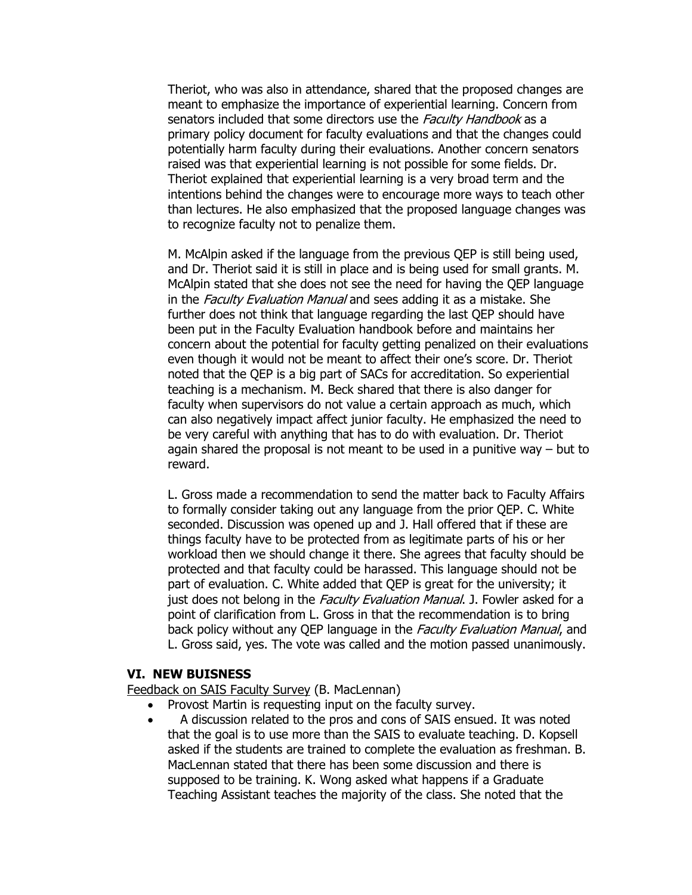Theriot, who was also in attendance, shared that the proposed changes are meant to emphasize the importance of experiential learning. Concern from senators included that some directors use the *Faculty Handbook* as a primary policy document for faculty evaluations and that the changes could potentially harm faculty during their evaluations. Another concern senators raised was that experiential learning is not possible for some fields. Dr. Theriot explained that experiential learning is a very broad term and the intentions behind the changes were to encourage more ways to teach other than lectures. He also emphasized that the proposed language changes was to recognize faculty not to penalize them.

M. McAlpin asked if the language from the previous QEP is still being used, and Dr. Theriot said it is still in place and is being used for small grants. M. McAlpin stated that she does not see the need for having the QEP language in the *Faculty Evaluation Manual* and sees adding it as a mistake. She further does not think that language regarding the last QEP should have been put in the Faculty Evaluation handbook before and maintains her concern about the potential for faculty getting penalized on their evaluations even though it would not be meant to affect their one's score. Dr. Theriot noted that the QEP is a big part of SACs for accreditation. So experiential teaching is a mechanism. M. Beck shared that there is also danger for faculty when supervisors do not value a certain approach as much, which can also negatively impact affect junior faculty. He emphasized the need to be very careful with anything that has to do with evaluation. Dr. Theriot again shared the proposal is not meant to be used in a punitive way – but to reward.

L. Gross made a recommendation to send the matter back to Faculty Affairs to formally consider taking out any language from the prior QEP. C. White seconded. Discussion was opened up and J. Hall offered that if these are things faculty have to be protected from as legitimate parts of his or her workload then we should change it there. She agrees that faculty should be protected and that faculty could be harassed. This language should not be part of evaluation. C. White added that QEP is great for the university; it just does not belong in the *Faculty Evaluation Manual*. J. Fowler asked for a point of clarification from L. Gross in that the recommendation is to bring back policy without any QEP language in the *Faculty Evaluation Manual*, and L. Gross said, yes. The vote was called and the motion passed unanimously.

## VI. NEW BUISNESS

Feedback on SAIS Faculty Survey (B. MacLennan)

- Provost Martin is requesting input on the faculty survey.
- A discussion related to the pros and cons of SAIS ensued. It was noted that the goal is to use more than the SAIS to evaluate teaching. D. Kopsell asked if the students are trained to complete the evaluation as freshman. B. MacLennan stated that there has been some discussion and there is supposed to be training. K. Wong asked what happens if a Graduate Teaching Assistant teaches the majority of the class. She noted that the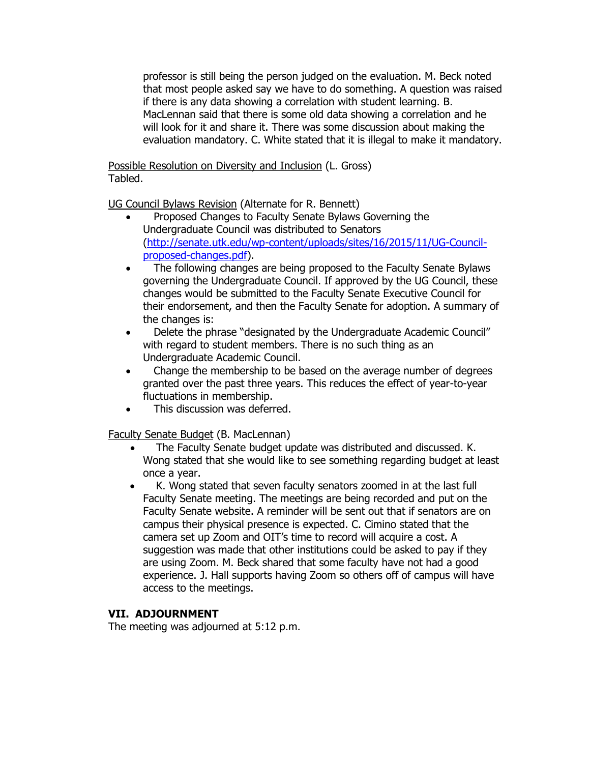professor is still being the person judged on the evaluation. M. Beck noted that most people asked say we have to do something. A question was raised if there is any data showing a correlation with student learning. B. MacLennan said that there is some old data showing a correlation and he will look for it and share it. There was some discussion about making the evaluation mandatory. C. White stated that it is illegal to make it mandatory.

Possible Resolution on Diversity and Inclusion (L. Gross)
Tabled.

UG Council Bylaws Revision (Alternate for R. Bennett)

- Proposed Changes to Faculty Senate Bylaws Governing the Undergraduate Council was distributed to Senators (http://senate.utk.edu/wp-content/uploads/sites/16/2015/11/UG-Council-proposed-changes.pdf).
- The following changes are being proposed to the Faculty Senate Bylaws governing the Undergraduate Council. If approved by the UG Council, these changes would be submitted to the Faculty Senate Executive Council for their endorsement, and then the Faculty Senate for adoption. A summary of the changes is:
- Delete the phrase "designated by the Undergraduate Academic Council" with regard to student members. There is no such thing as an Undergraduate Academic Council.
- Change the membership to be based on the average number of degrees granted over the past three years. This reduces the effect of year-to-year fluctuations in membership.
- This discussion was deferred.

Faculty Senate Budget (B. MacLennan)

- The Faculty Senate budget update was distributed and discussed. K. Wong stated that she would like to see something regarding budget at least once a year.
- K. Wong stated that seven faculty senators zoomed in at the last full Faculty Senate meeting. The meetings are being recorded and put on the Faculty Senate website. A reminder will be sent out that if senators are on campus their physical presence is expected. C. Cimino stated that the camera set up Zoom and OIT's time to record will acquire a cost. A suggestion was made that other institutions could be asked to pay if they are using Zoom. M. Beck shared that some faculty have not had a good experience. J. Hall supports having Zoom so others off of campus will have access to the meetings.

## VII. ADJOURNMENT

The meeting was adjourned at 5:12 p.m.